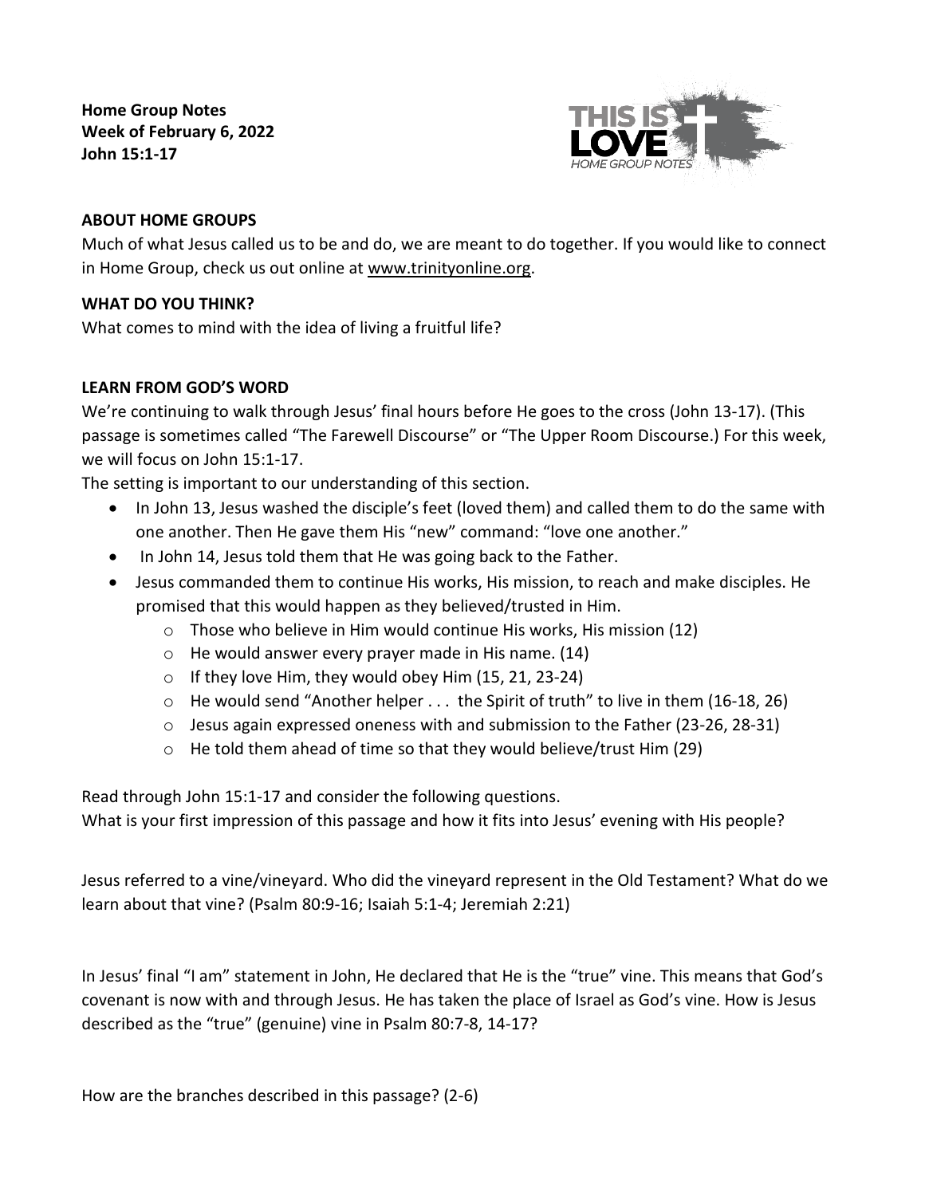**Home Group Notes**
**Week of February 6, 2022**
**John 15:1-17**

THIS IS LOVE
HOME GROUP NOTES

## ABOUT HOME GROUPS

Much of what Jesus called us to be and do, we are meant to do together. If you would like to connect in Home Group, check us out online at www.trinityonline.org.

## WHAT DO YOU THINK?

What comes to mind with the idea of living a fruitful life?

## LEARN FROM GOD'S WORD

We're continuing to walk through Jesus' final hours before He goes to the cross (John 13-17). (This passage is sometimes called "The Farewell Discourse" or "The Upper Room Discourse.) For this week, we will focus on John 15:1-17.

The setting is important to our understanding of this section.

- In John 13, Jesus washed the disciple's feet (loved them) and called them to do the same with one another. Then He gave them His "new" command: "love one another."
- In John 14, Jesus told them that He was going back to the Father.
- Jesus commanded them to continue His works, His mission, to reach and make disciples. He promised that this would happen as they believed/trusted in Him.
    - Those who believe in Him would continue His works, His mission (12)
    - He would answer every prayer made in His name. (14)
    - If they love Him, they would obey Him (15, 21, 23-24)
    - He would send "Another helper . . . the Spirit of truth" to live in them (16-18, 26)
    - Jesus again expressed oneness with and submission to the Father (23-26, 28-31)
    - He told them ahead of time so that they would believe/trust Him (29)

Read through John 15:1-17 and consider the following questions.
What is your first impression of this passage and how it fits into Jesus' evening with His people?

Jesus referred to a vine/vineyard. Who did the vineyard represent in the Old Testament? What do we learn about that vine? (Psalm 80:9-16; Isaiah 5:1-4; Jeremiah 2:21)

In Jesus' final "I am" statement in John, He declared that He is the "true" vine. This means that God's covenant is now with and through Jesus. He has taken the place of Israel as God's vine. How is Jesus described as the "true" (genuine) vine in Psalm 80:7-8, 14-17?

How are the branches described in this passage? (2-6)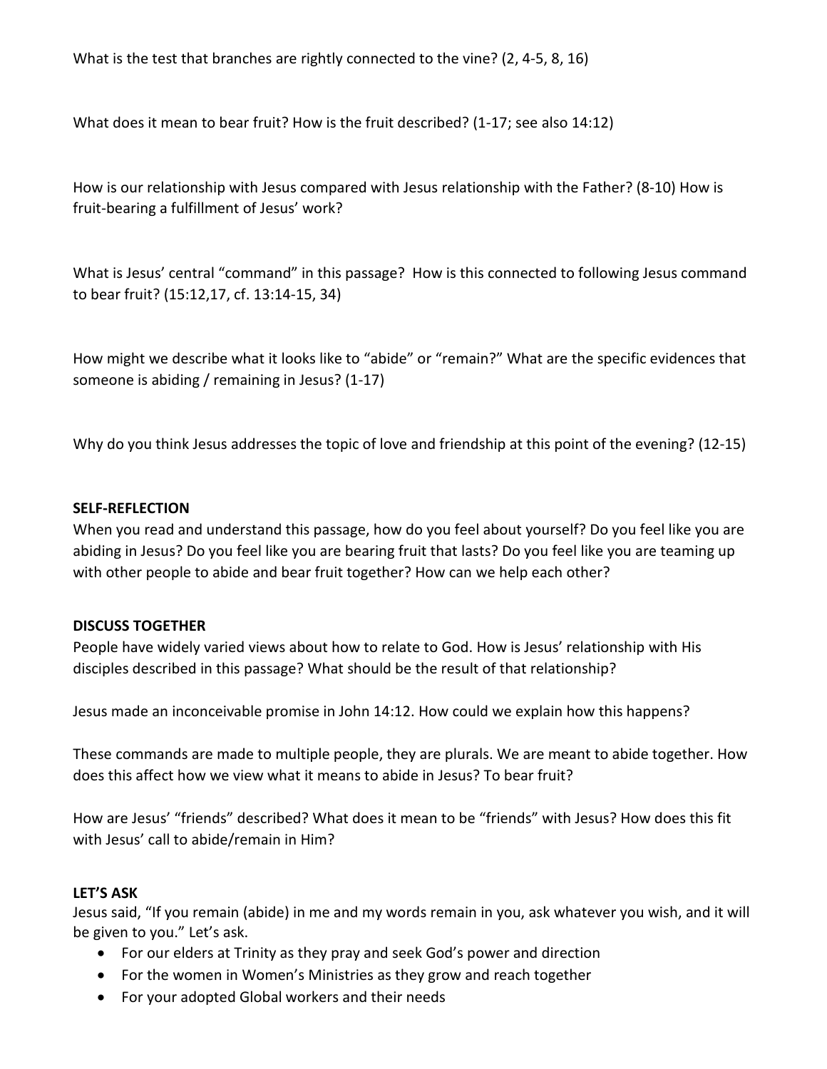What is the test that branches are rightly connected to the vine? (2, 4-5, 8, 16)

What does it mean to bear fruit? How is the fruit described? (1-17; see also 14:12)

How is our relationship with Jesus compared with Jesus relationship with the Father? (8-10) How is fruit-bearing a fulfillment of Jesus' work?

What is Jesus' central "command" in this passage? How is this connected to following Jesus command to bear fruit? (15:12,17, cf. 13:14-15, 34)

How might we describe what it looks like to "abide" or "remain?" What are the specific evidences that someone is abiding / remaining in Jesus? (1-17)

Why do you think Jesus addresses the topic of love and friendship at this point of the evening? (12-15)

**SELF-REFLECTION**

When you read and understand this passage, how do you feel about yourself? Do you feel like you are abiding in Jesus? Do you feel like you are bearing fruit that lasts? Do you feel like you are teaming up with other people to abide and bear fruit together? How can we help each other?

**DISCUSS TOGETHER**

People have widely varied views about how to relate to God. How is Jesus' relationship with His disciples described in this passage? What should be the result of that relationship?

Jesus made an inconceivable promise in John 14:12. How could we explain how this happens?

These commands are made to multiple people, they are plurals. We are meant to abide together. How does this affect how we view what it means to abide in Jesus? To bear fruit?

How are Jesus' "friends" described? What does it mean to be "friends" with Jesus? How does this fit with Jesus' call to abide/remain in Him?

**LET'S ASK**

Jesus said, "If you remain (abide) in me and my words remain in you, ask whatever you wish, and it will be given to you." Let's ask.

- For our elders at Trinity as they pray and seek God's power and direction
- For the women in Women's Ministries as they grow and reach together
- For your adopted Global workers and their needs